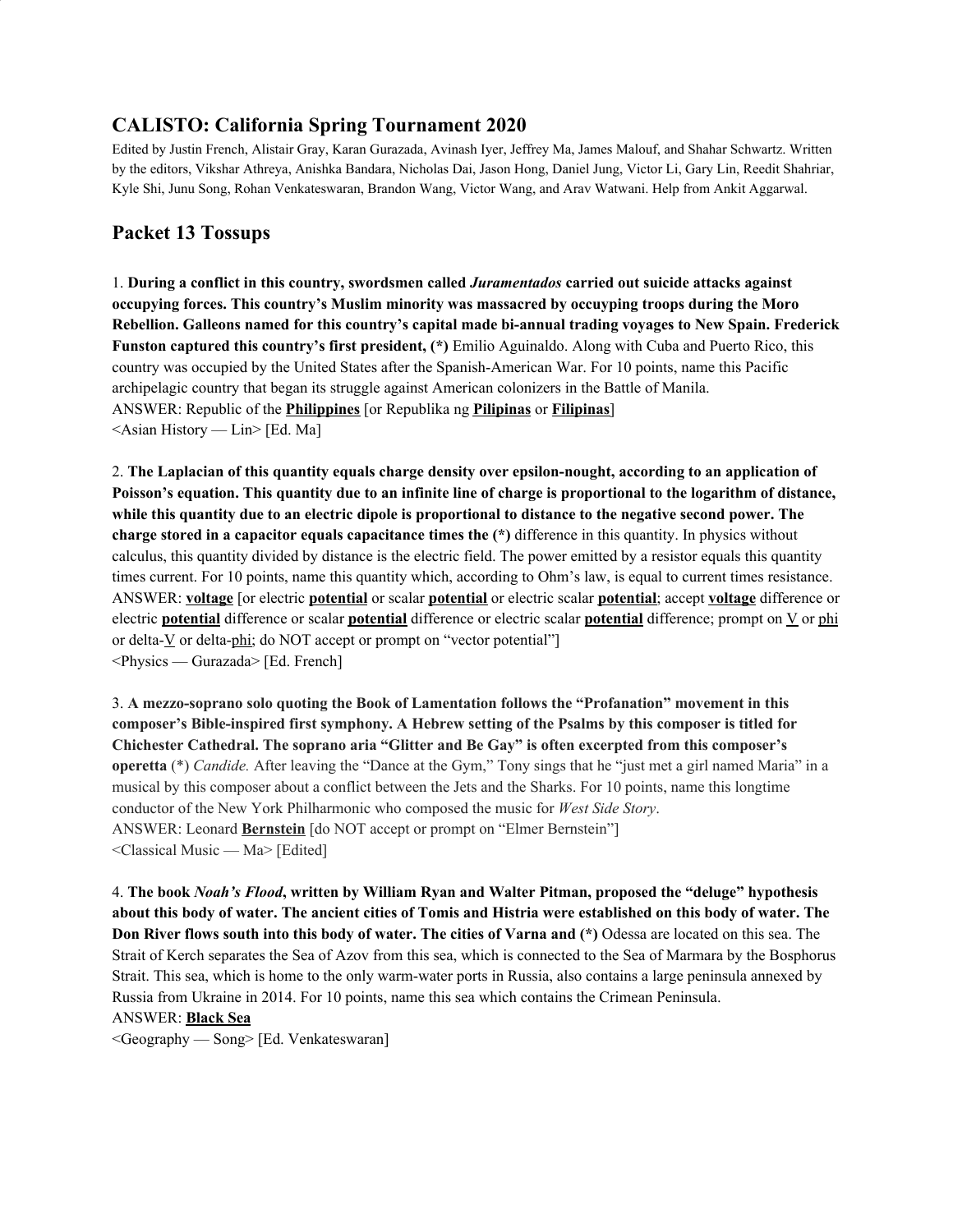## CALISTO: California Spring Tournament 2020

Edited by Justin French, Alistair Gray, Karan Gurazada, Avinash Iyer, Jeffrey Ma, James Malouf, and Shahar Schwartz. Written by the editors, Vikshar Athreya, Anishka Bandara, Nicholas Dai, Jason Hong, Daniel Jung, Victor Li, Gary Lin, Reedit Shahriar, Kyle Shi, Junu Song, Rohan Venkateswaran, Brandon Wang, Victor Wang, and Arav Watwani. Help from Ankit Aggarwal.

## Packet 13 Tossups

1. **During a conflict in this country, swordsmen called *Juramentados* carried out suicide attacks against occupying forces. This country's Muslim minority was massacred by occupying troops during the Moro Rebellion. Galleons named for this country's capital made bi-annual trading voyages to New Spain. Frederick Funston captured this country's first president, (*)** Emilio Aguinaldo. Along with Cuba and Puerto Rico, this country was occupied by the United States after the Spanish-American War. For 10 points, name this Pacific archipelagic country that began its struggle against American colonizers in the Battle of Manila.
ANSWER: Republic of the **Philippines** [or Republika ng **Pilipinas** or **Filipinas**]
<Asian History — Lin> [Ed. Ma]

2. **The Laplacian of this quantity equals charge density over epsilon-nought, according to an application of Poisson's equation. This quantity due to an infinite line of charge is proportional to the logarithm of distance, while this quantity due to an electric dipole is proportional to distance to the negative second power. The charge stored in a capacitor equals capacitance times the (*)** difference in this quantity. In physics without calculus, this quantity divided by distance is the electric field. The power emitted by a resistor equals this quantity times current. For 10 points, name this quantity which, according to Ohm's law, is equal to current times resistance.
ANSWER: **voltage** [or electric **potential** or scalar **potential** or electric scalar **potential**; accept **voltage** difference or electric **potential** difference or scalar **potential** difference or electric scalar **potential** difference; prompt on V or phi or delta-V or delta-phi; do NOT accept or prompt on "vector potential"]
<Physics — Gurazada> [Ed. French]

3. **A mezzo-soprano solo quoting the Book of Lamentation follows the "Profanation" movement in this composer's Bible-inspired first symphony. A Hebrew setting of the Psalms by this composer is titled for Chichester Cathedral. The soprano aria "Glitter and Be Gay" is often excerpted from this composer's operetta** (*) *Candide.* After leaving the "Dance at the Gym," Tony sings that he "just met a girl named Maria" in a musical by this composer about a conflict between the Jets and the Sharks. For 10 points, name this longtime conductor of the New York Philharmonic who composed the music for *West Side Story*.
ANSWER: Leonard **Bernstein** [do NOT accept or prompt on "Elmer Bernstein"]
<Classical Music — Ma> [Edited]

4. **The book *Noah's Flood*, written by William Ryan and Walter Pitman, proposed the "deluge" hypothesis about this body of water. The ancient cities of Tomis and Histria were established on this body of water. The Don River flows south into this body of water. The cities of Varna and (*)** Odessa are located on this sea. The Strait of Kerch separates the Sea of Azov from this sea, which is connected to the Sea of Marmara by the Bosphorus Strait. This sea, which is home to the only warm-water ports in Russia, also contains a large peninsula annexed by Russia from Ukraine in 2014. For 10 points, name this sea which contains the Crimean Peninsula.
ANSWER: **Black Sea**
<Geography — Song> [Ed. Venkateswaran]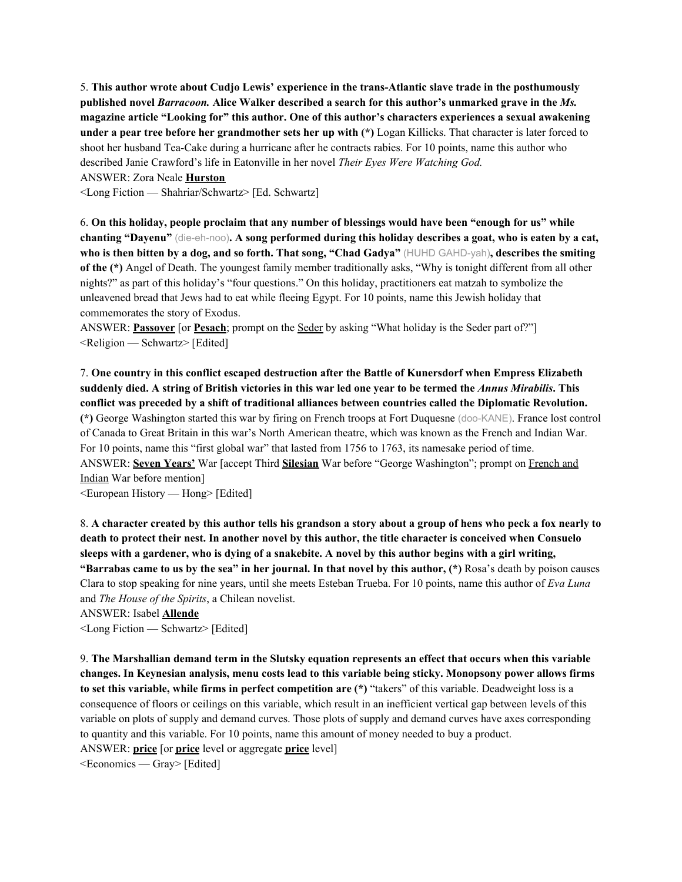5. **This author wrote about Cudjo Lewis' experience in the trans-Atlantic slave trade in the posthumously published novel *Barracoon.* Alice Walker described a search for this author's unmarked grave in the *Ms.* magazine article "Looking for" this author. One of this author's characters experiences a sexual awakening under a pear tree before her grandmother sets her up with (*)** Logan Killicks. That character is later forced to shoot her husband Tea-Cake during a hurricane after he contracts rabies. For 10 points, name this author who described Janie Crawford's life in Eatonville in her novel *Their Eyes Were Watching God.*

ANSWER: Zora Neale **Hurston**

<Long Fiction — Shahriar/Schwartz> [Ed. Schwartz]

6. **On this holiday, people proclaim that any number of blessings would have been "enough for us" while chanting "Dayenu"** (die-eh-noo)**. A song performed during this holiday describes a goat, who is eaten by a cat, who is then bitten by a dog, and so forth. That song, "Chad Gadya"** (HUHD GAHD-yah)**, describes the smiting of the (*)** Angel of Death. The youngest family member traditionally asks, "Why is tonight different from all other nights?" as part of this holiday's "four questions." On this holiday, practitioners eat matzah to symbolize the unleavened bread that Jews had to eat while fleeing Egypt. For 10 points, name this Jewish holiday that commemorates the story of Exodus.

ANSWER: **Passover** [or **Pesach**; prompt on the Seder by asking "What holiday is the Seder part of?"]

<Religion — Schwartz> [Edited]

7. **One country in this conflict escaped destruction after the Battle of Kunersdorf when Empress Elizabeth suddenly died. A string of British victories in this war led one year to be termed the *Annus Mirabilis*. This conflict was preceded by a shift of traditional alliances between countries called the Diplomatic Revolution. (*)** George Washington started this war by firing on French troops at Fort Duquesne (doo-KANE). France lost control of Canada to Great Britain in this war's North American theatre, which was known as the French and Indian War. For 10 points, name this "first global war" that lasted from 1756 to 1763, its namesake period of time.

ANSWER: **Seven Years'** War [accept Third **Silesian** War before "George Washington"; prompt on French and Indian War before mention]

<European History — Hong> [Edited]

8. **A character created by this author tells his grandson a story about a group of hens who peck a fox nearly to death to protect their nest. In another novel by this author, the title character is conceived when Consuelo sleeps with a gardener, who is dying of a snakebite. A novel by this author begins with a girl writing, "Barrabas came to us by the sea" in her journal. In that novel by this author, (*)** Rosa's death by poison causes Clara to stop speaking for nine years, until she meets Esteban Trueba. For 10 points, name this author of *Eva Luna* and *The House of the Spirits*, a Chilean novelist.

ANSWER: Isabel **Allende**

<Long Fiction — Schwartz> [Edited]

9. **The Marshallian demand term in the Slutsky equation represents an effect that occurs when this variable changes. In Keynesian analysis, menu costs lead to this variable being sticky. Monopsony power allows firms to set this variable, while firms in perfect competition are (*)** "takers" of this variable. Deadweight loss is a consequence of floors or ceilings on this variable, which result in an inefficient vertical gap between levels of this variable on plots of supply and demand curves. Those plots of supply and demand curves have axes corresponding to quantity and this variable. For 10 points, name this amount of money needed to buy a product.

ANSWER: **price** [or **price** level or aggregate **price** level]

<Economics — Gray> [Edited]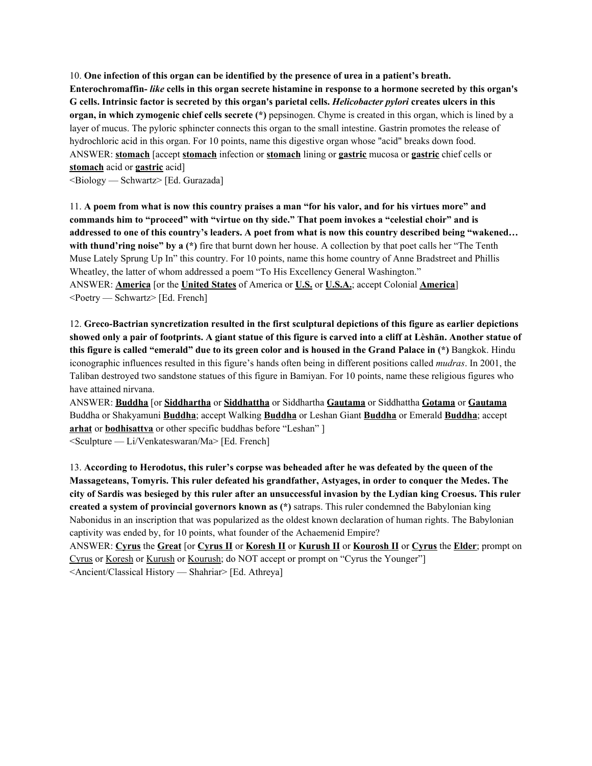10. **One infection of this organ can be identified by the presence of urea in a patient's breath. Enterochromaffin-** ***like*** **cells in this organ secrete histamine in response to a hormone secreted by this organ's G cells. Intrinsic factor is secreted by this organ's parietal cells.** ***Helicobacter pylori*** **creates ulcers in this organ, in which zymogenic chief cells secrete (*)** pepsinogen. Chyme is created in this organ, which is lined by a layer of mucus. The pyloric sphincter connects this organ to the small intestine. Gastrin promotes the release of hydrochloric acid in this organ. For 10 points, name this digestive organ whose "acid" breaks down food.
ANSWER: **stomach** [accept **stomach** infection or **stomach** lining or **gastric** mucosa or **gastric** chief cells or **stomach** acid or **gastric** acid]
<Biology — Schwartz> [Ed. Gurazada]

11. **A poem from what is now this country praises a man "for his valor, and for his virtues more" and commands him to "proceed" with "virtue on thy side." That poem invokes a "celestial choir" and is addressed to one of this country's leaders. A poet from what is now this country described being "wakened… with thund'ring noise" by a (*)** fire that burnt down her house. A collection by that poet calls her "The Tenth Muse Lately Sprung Up In" this country. For 10 points, name this home country of Anne Bradstreet and Phillis Wheatley, the latter of whom addressed a poem "To His Excellency General Washington."
ANSWER: **America** [or the **United States** of America or **U.S.** or **U.S.A.**; accept Colonial **America**]
<Poetry — Schwartz> [Ed. French]

12. **Greco-Bactrian syncretization resulted in the first sculptural depictions of this figure as earlier depictions showed only a pair of footprints. A giant statue of this figure is carved into a cliff at Lèshān. Another statue of this figure is called "emerald" due to its green color and is housed in the Grand Palace in (*)** Bangkok. Hindu iconographic influences resulted in this figure's hands often being in different positions called *mudras*. In 2001, the Taliban destroyed two sandstone statues of this figure in Bamiyan. For 10 points, name these religious figures who have attained nirvana.
ANSWER: **Buddha** [or **Siddhartha** or **Siddhattha** or Siddhartha **Gautama** or Siddhattha **Gotama** or **Gautama** Buddha or Shakyamuni **Buddha**; accept Walking **Buddha** or Leshan Giant **Buddha** or Emerald **Buddha**; accept **arhat** or **bodhisattva** or other specific buddhas before "Leshan" ]
<Sculpture — Li/Venkateswaran/Ma> [Ed. French]

13. **According to Herodotus, this ruler's corpse was beheaded after he was defeated by the queen of the Massageteans, Tomyris. This ruler defeated his grandfather, Astyages, in order to conquer the Medes. The city of Sardis was besieged by this ruler after an unsuccessful invasion by the Lydian king Croesus. This ruler created a system of provincial governors known as (*)** satraps. This ruler condemned the Babylonian king Nabonidus in an inscription that was popularized as the oldest known declaration of human rights. The Babylonian captivity was ended by, for 10 points, what founder of the Achaemenid Empire?
ANSWER: **Cyrus** the **Great** [or **Cyrus II** or **Koresh II** or **Kurush II** or **Kourosh II** or **Cyrus** the **Elder**; prompt on Cyrus or Koresh or Kurush or Kourush; do NOT accept or prompt on "Cyrus the Younger"]
<Ancient/Classical History — Shahriar> [Ed. Athreya]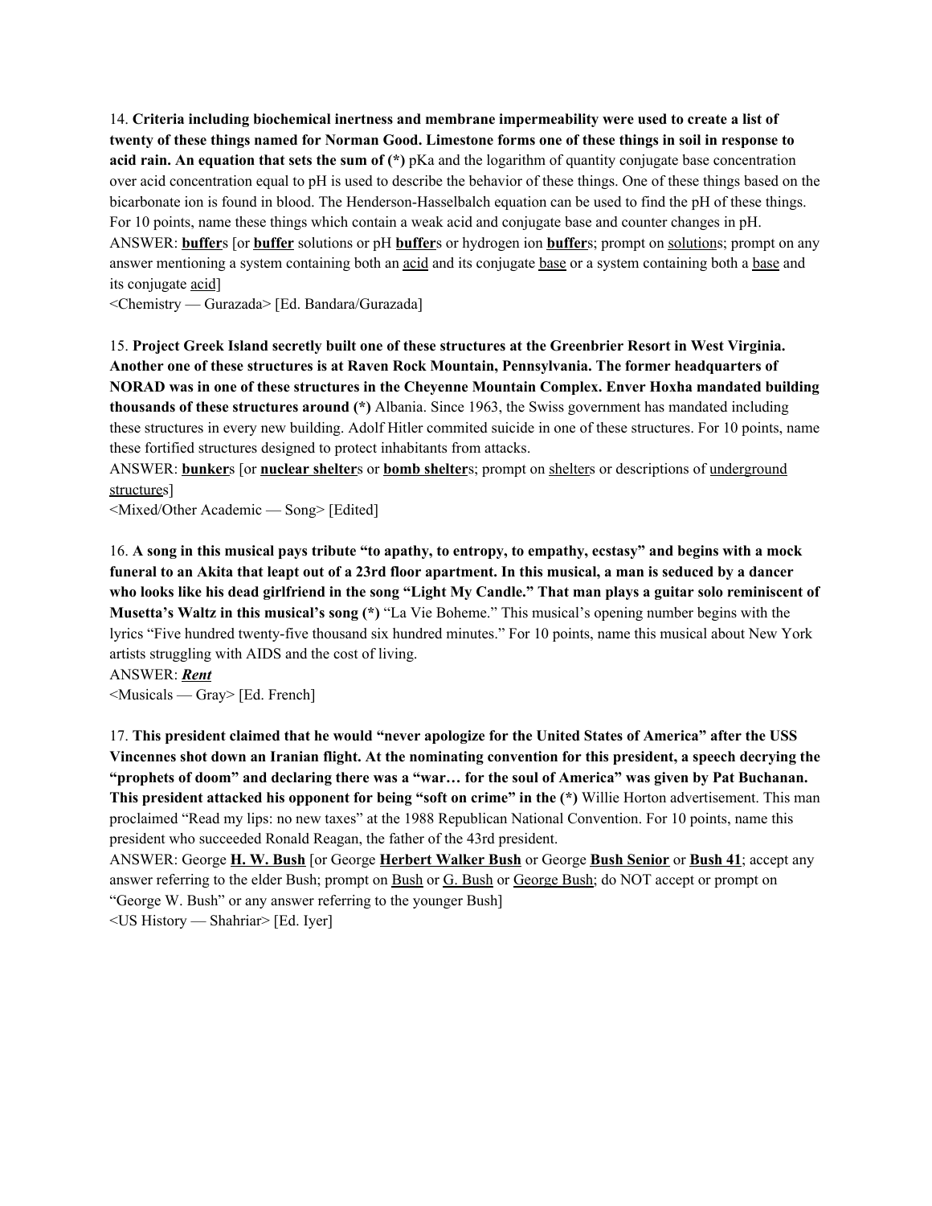14. **Criteria including biochemical inertness and membrane impermeability were used to create a list of twenty of these things named for Norman Good. Limestone forms one of these things in soil in response to acid rain. An equation that sets the sum of (*)** pKa and the logarithm of quantity conjugate base concentration over acid concentration equal to pH is used to describe the behavior of these things. One of these things based on the bicarbonate ion is found in blood. The Henderson-Hasselbalch equation can be used to find the pH of these things. For 10 points, name these things which contain a weak acid and conjugate base and counter changes in pH.
ANSWER: **buffer**s [or **buffer** solutions or pH **buffer**s or hydrogen ion **buffer**s; prompt on solutions; prompt on any answer mentioning a system containing both an acid and its conjugate base or a system containing both a base and its conjugate acid]
<Chemistry — Gurazada> [Ed. Bandara/Gurazada]

15. **Project Greek Island secretly built one of these structures at the Greenbrier Resort in West Virginia. Another one of these structures is at Raven Rock Mountain, Pennsylvania. The former headquarters of NORAD was in one of these structures in the Cheyenne Mountain Complex. Enver Hoxha mandated building thousands of these structures around (*)** Albania. Since 1963, the Swiss government has mandated including these structures in every new building. Adolf Hitler commited suicide in one of these structures. For 10 points, name these fortified structures designed to protect inhabitants from attacks.
ANSWER: **bunker**s [or **nuclear shelter**s or **bomb shelter**s; prompt on shelters or descriptions of underground structures]
<Mixed/Other Academic — Song> [Edited]

16. **A song in this musical pays tribute "to apathy, to entropy, to empathy, ecstasy" and begins with a mock funeral to an Akita that leapt out of a 23rd floor apartment. In this musical, a man is seduced by a dancer who looks like his dead girlfriend in the song "Light My Candle." That man plays a guitar solo reminiscent of Musetta's Waltz in this musical's song (*)** "La Vie Boheme." This musical's opening number begins with the lyrics "Five hundred twenty-five thousand six hundred minutes." For 10 points, name this musical about New York artists struggling with AIDS and the cost of living.
ANSWER: ***Rent***
<Musicals — Gray> [Ed. French]

17. **This president claimed that he would "never apologize for the United States of America" after the USS Vincennes shot down an Iranian flight. At the nominating convention for this president, a speech decrying the "prophets of doom" and declaring there was a "war… for the soul of America" was given by Pat Buchanan. This president attacked his opponent for being "soft on crime" in the (*)** Willie Horton advertisement. This man proclaimed "Read my lips: no new taxes" at the 1988 Republican National Convention. For 10 points, name this president who succeeded Ronald Reagan, the father of the 43rd president.
ANSWER: George **H. W. Bush** [or George **Herbert Walker Bush** or George **Bush Senior** or **Bush 41**; accept any answer referring to the elder Bush; prompt on Bush or G. Bush or George Bush; do NOT accept or prompt on "George W. Bush" or any answer referring to the younger Bush]
<US History — Shahriar> [Ed. Iyer]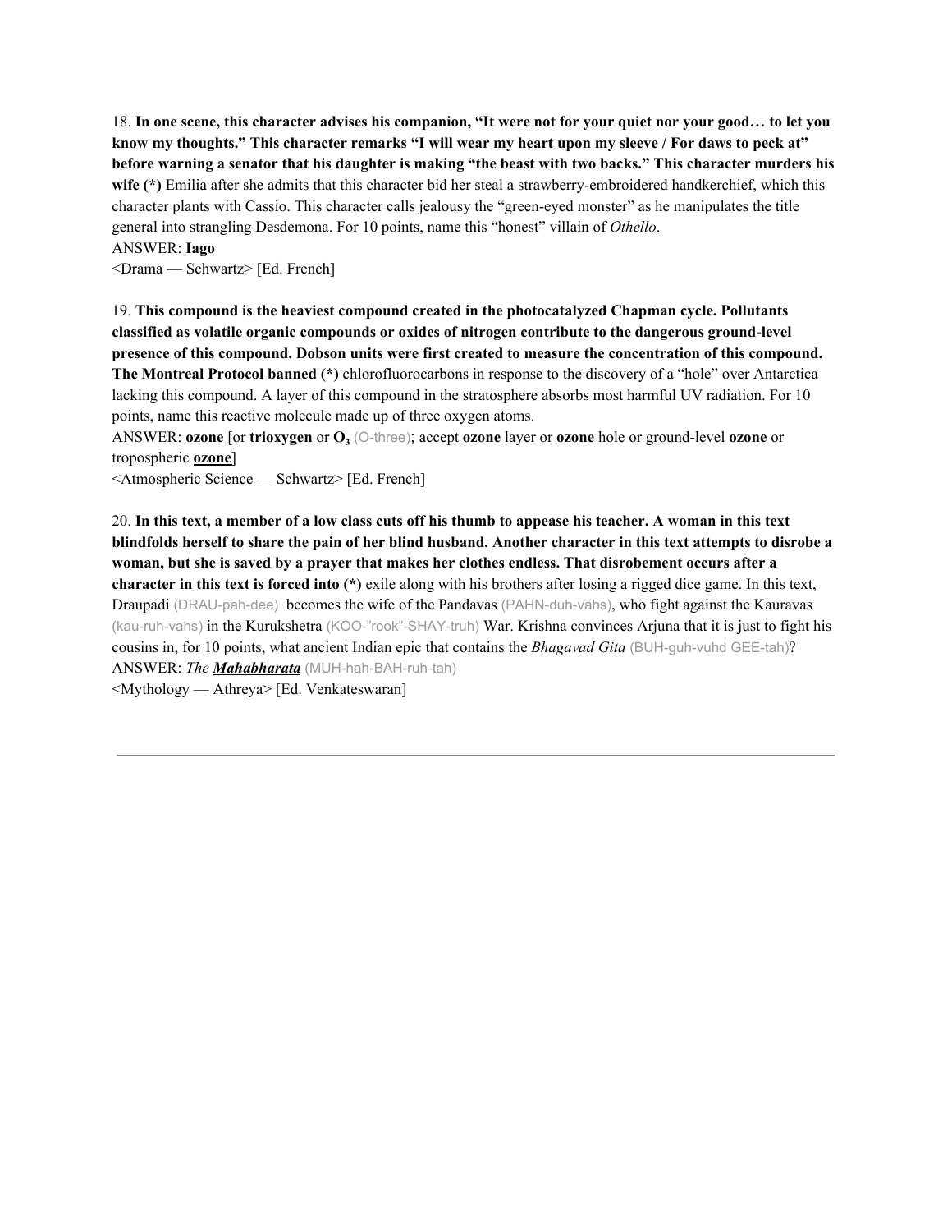18. **In one scene, this character advises his companion, "It were not for your quiet nor your good… to let you know my thoughts." This character remarks "I will wear my heart upon my sleeve / For daws to peck at" before warning a senator that his daughter is making "the beast with two backs." This character murders his wife (*)** Emilia after she admits that this character bid her steal a strawberry-embroidered handkerchief, which this character plants with Cassio. This character calls jealousy the "green-eyed monster" as he manipulates the title general into strangling Desdemona. For 10 points, name this "honest" villain of *Othello*.

ANSWER: **Iago**

<Drama — Schwartz> [Ed. French]

19. **This compound is the heaviest compound created in the photocatalyzed Chapman cycle. Pollutants classified as volatile organic compounds or oxides of nitrogen contribute to the dangerous ground-level presence of this compound. Dobson units were first created to measure the concentration of this compound. The Montreal Protocol banned (*)** chlorofluorocarbons in response to the discovery of a "hole" over Antarctica lacking this compound. A layer of this compound in the stratosphere absorbs most harmful UV radiation. For 10 points, name this reactive molecule made up of three oxygen atoms.

ANSWER: **ozone** [or **trioxygen** or $O_3$ (O-three); accept **ozone** layer or **ozone** hole or ground-level **ozone** or tropospheric **ozone**]

<Atmospheric Science — Schwartz> [Ed. French]

20. **In this text, a member of a low class cuts off his thumb to appease his teacher. A woman in this text blindfolds herself to share the pain of her blind husband. Another character in this text attempts to disrobe a woman, but she is saved by a prayer that makes her clothes endless. That disrobement occurs after a character in this text is forced into (*)** exile along with his brothers after losing a rigged dice game. In this text, Draupadi (DRAU-pah-dee) becomes the wife of the Pandavas (PAHN-duh-vahs), who fight against the Kauravas (kau-ruh-vahs) in the Kurukshetra (KOO-"rook"-SHAY-truh) War. Krishna convinces Arjuna that it is just to fight his cousins in, for 10 points, what ancient Indian epic that contains the *Bhagavad Gita* (BUH-guh-vuhd GEE-tah)?

ANSWER: *The* ***Mahabharata*** (MUH-hah-BAH-ruh-tah)

<Mythology — Athreya> [Ed. Venkateswaran]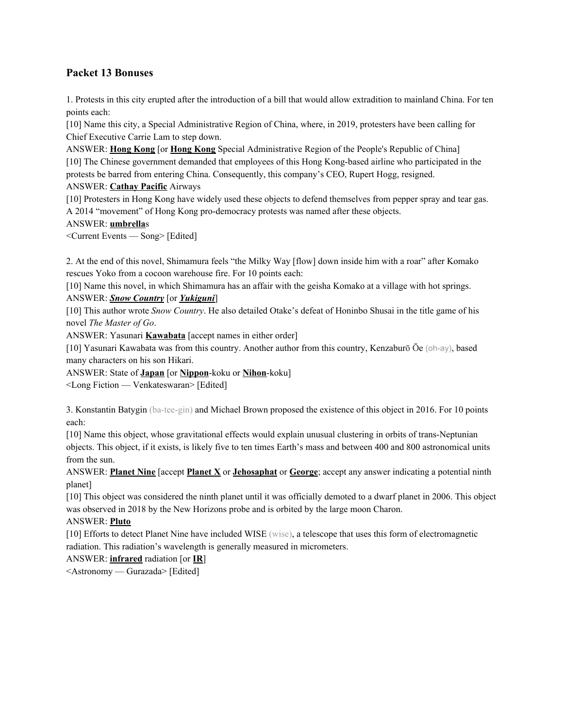## Packet 13 Bonuses

1. Protests in this city erupted after the introduction of a bill that would allow extradition to mainland China. For ten points each:

[10] Name this city, a Special Administrative Region of China, where, in 2019, protesters have been calling for Chief Executive Carrie Lam to step down.

ANSWER: **Hong Kong** [or **Hong Kong** Special Administrative Region of the People's Republic of China]

[10] The Chinese government demanded that employees of this Hong Kong-based airline who participated in the protests be barred from entering China. Consequently, this company's CEO, Rupert Hogg, resigned.

ANSWER: **Cathay Pacific** Airways

[10] Protesters in Hong Kong have widely used these objects to defend themselves from pepper spray and tear gas. A 2014 "movement" of Hong Kong pro-democracy protests was named after these objects.

ANSWER: **umbrella**s

<Current Events — Song> [Edited]

2. At the end of this novel, Shimamura feels "the Milky Way [flow] down inside him with a roar" after Komako rescues Yoko from a cocoon warehouse fire. For 10 points each:

[10] Name this novel, in which Shimamura has an affair with the geisha Komako at a village with hot springs.

ANSWER: ***Snow Country*** [or ***Yukiguni***]

[10] This author wrote *Snow Country*. He also detailed Otake's defeat of Honinbo Shusai in the title game of his novel *The Master of Go*.

ANSWER: Yasunari **Kawabata** [accept names in either order]

[10] Yasunari Kawabata was from this country. Another author from this country, Kenzaburō Ōe (oh-ay), based many characters on his son Hikari.

ANSWER: State of **Japan** [or **Nippon**-koku or **Nihon**-koku]

<Long Fiction — Venkateswaran> [Edited]

3. Konstantin Batygin (ba-tee-gin) and Michael Brown proposed the existence of this object in 2016. For 10 points each:

[10] Name this object, whose gravitational effects would explain unusual clustering in orbits of trans-Neptunian objects. This object, if it exists, is likely five to ten times Earth's mass and between 400 and 800 astronomical units from the sun.

ANSWER: **Planet Nine** [accept **Planet X** or **Jehosaphat** or **George**; accept any answer indicating a potential ninth planet]

[10] This object was considered the ninth planet until it was officially demoted to a dwarf planet in 2006. This object was observed in 2018 by the New Horizons probe and is orbited by the large moon Charon.

ANSWER: **Pluto**

[10] Efforts to detect Planet Nine have included WISE (wise), a telescope that uses this form of electromagnetic radiation. This radiation's wavelength is generally measured in micrometers.

ANSWER: **infrared** radiation [or **IR**]

<Astronomy — Gurazada> [Edited]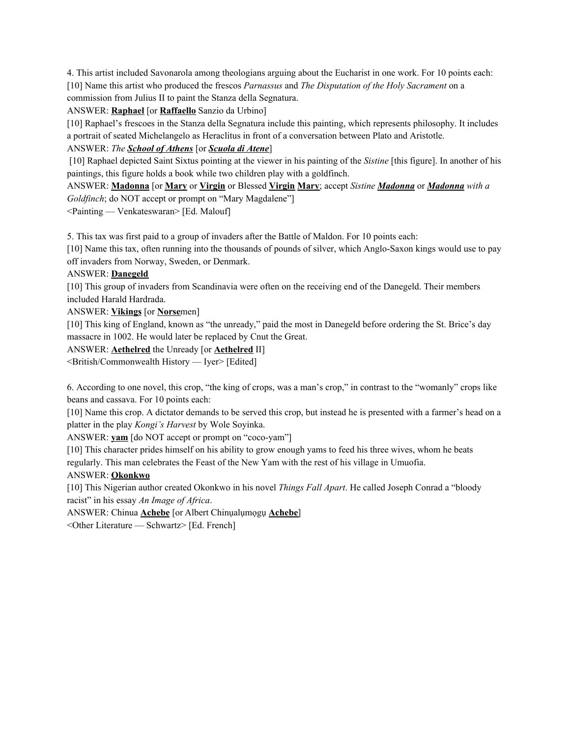4. This artist included Savonarola among theologians arguing about the Eucharist in one work. For 10 points each:

[10] Name this artist who produced the frescos *Parnassus* and *The Disputation of the Holy Sacrament* on a commission from Julius II to paint the Stanza della Segnatura.

ANSWER: **Raphael** [or **Raffaello** Sanzio da Urbino]

[10] Raphael's frescoes in the Stanza della Segnatura include this painting, which represents philosophy. It includes a portrait of seated Michelangelo as Heraclitus in front of a conversation between Plato and Aristotle.

ANSWER: *The **School of Athens*** [or ***Scuola di Atene***]

[10] Raphael depicted Saint Sixtus pointing at the viewer in his painting of the *Sistine* [this figure]. In another of his paintings, this figure holds a book while two children play with a goldfinch.

ANSWER: **Madonna** [or **Mary** or **Virgin** or Blessed **Virgin Mary**; accept *Sistine **Madonna*** or ***Madonna** with a Goldfinch*; do NOT accept or prompt on "Mary Magdalene"]

<Painting — Venkateswaran> [Ed. Malouf]

5. This tax was first paid to a group of invaders after the Battle of Maldon. For 10 points each:

[10] Name this tax, often running into the thousands of pounds of silver, which Anglo-Saxon kings would use to pay off invaders from Norway, Sweden, or Denmark.

ANSWER: **Danegeld**

[10] This group of invaders from Scandinavia were often on the receiving end of the Danegeld. Their members included Harald Hardrada.

ANSWER: **Vikings** [or **Norse**men]

[10] This king of England, known as "the unready," paid the most in Danegeld before ordering the St. Brice's day massacre in 1002. He would later be replaced by Cnut the Great.

ANSWER: **Aethelred** the Unready [or **Aethelred** II]

<British/Commonwealth History — Iyer> [Edited]

6. According to one novel, this crop, "the king of crops, was a man's crop," in contrast to the "womanly" crops like beans and cassava. For 10 points each:

[10] Name this crop. A dictator demands to be served this crop, but instead he is presented with a farmer's head on a platter in the play *Kongi's Harvest* by Wole Soyinka.

ANSWER: **yam** [do NOT accept or prompt on "coco-yam"]

[10] This character prides himself on his ability to grow enough yams to feed his three wives, whom he beats regularly. This man celebrates the Feast of the New Yam with the rest of his village in Umuofia.

ANSWER: **Okonkwo**

[10] This Nigerian author created Okonkwo in his novel *Things Fall Apart*. He called Joseph Conrad a "bloody racist" in his essay *An Image of Africa*.

ANSWER: Chinua **Achebe** [or Albert Chinụalụmọgụ **Achebe**]

<Other Literature — Schwartz> [Ed. French]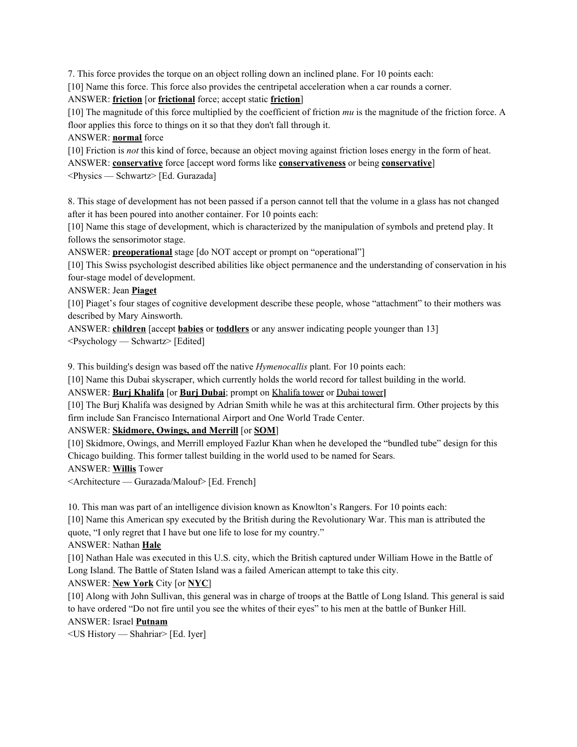7. This force provides the torque on an object rolling down an inclined plane. For 10 points each:

[10] Name this force. This force also provides the centripetal acceleration when a car rounds a corner.

ANSWER: **friction** [or **frictional** force; accept static **friction**]

[10] The magnitude of this force multiplied by the coefficient of friction *mu* is the magnitude of the friction force. A floor applies this force to things on it so that they don't fall through it.

ANSWER: **normal** force

[10] Friction is *not* this kind of force, because an object moving against friction loses energy in the form of heat.

ANSWER: **conservative** force [accept word forms like **conservativeness** or being **conservative**]

<Physics — Schwartz> [Ed. Gurazada]

8. This stage of development has not been passed if a person cannot tell that the volume in a glass has not changed after it has been poured into another container. For 10 points each:

[10] Name this stage of development, which is characterized by the manipulation of symbols and pretend play. It follows the sensorimotor stage.

ANSWER: **preoperational** stage [do NOT accept or prompt on "operational"]

[10] This Swiss psychologist described abilities like object permanence and the understanding of conservation in his four-stage model of development.

ANSWER: Jean **Piaget**

[10] Piaget's four stages of cognitive development describe these people, whose "attachment" to their mothers was described by Mary Ainsworth.

ANSWER: **children** [accept **babies** or **toddlers** or any answer indicating people younger than 13]

<Psychology — Schwartz> [Edited]

9. This building's design was based off the native *Hymenocallis* plant. For 10 points each:

[10] Name this Dubai skyscraper, which currently holds the world record for tallest building in the world.

ANSWER: **Burj Khalifa** [or **Burj Dubai**; prompt on Khalifa tower or Dubai tower]

[10] The Burj Khalifa was designed by Adrian Smith while he was at this architectural firm. Other projects by this firm include San Francisco International Airport and One World Trade Center.

ANSWER: **Skidmore, Owings, and Merrill** [or **SOM**]

[10] Skidmore, Owings, and Merrill employed Fazlur Khan when he developed the "bundled tube" design for this Chicago building. This former tallest building in the world used to be named for Sears.

ANSWER: **Willis** Tower

<Architecture — Gurazada/Malouf> [Ed. French]

10. This man was part of an intelligence division known as Knowlton's Rangers. For 10 points each:

[10] Name this American spy executed by the British during the Revolutionary War. This man is attributed the quote, "I only regret that I have but one life to lose for my country."

ANSWER: Nathan **Hale**

[10] Nathan Hale was executed in this U.S. city, which the British captured under William Howe in the Battle of Long Island. The Battle of Staten Island was a failed American attempt to take this city.

ANSWER: **New York** City [or **NYC**]

[10] Along with John Sullivan, this general was in charge of troops at the Battle of Long Island. This general is said to have ordered "Do not fire until you see the whites of their eyes" to his men at the battle of Bunker Hill.

ANSWER: Israel **Putnam**

<US History — Shahriar> [Ed. Iyer]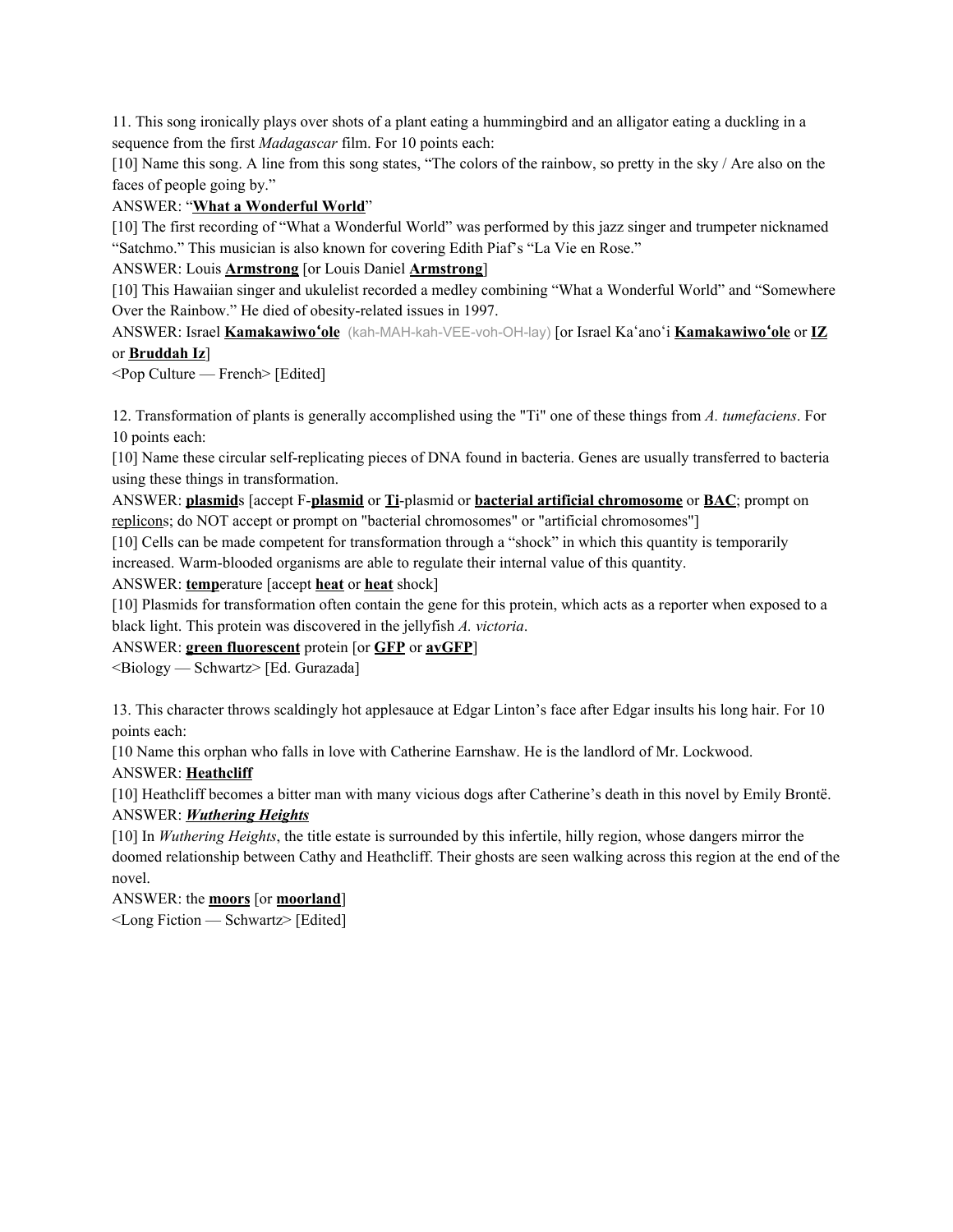11. This song ironically plays over shots of a plant eating a hummingbird and an alligator eating a duckling in a sequence from the first *Madagascar* film. For 10 points each:

[10] Name this song. A line from this song states, "The colors of the rainbow, so pretty in the sky / Are also on the faces of people going by."

ANSWER: "**<u>What a Wonderful World</u>**"

[10] The first recording of "What a Wonderful World" was performed by this jazz singer and trumpeter nicknamed "Satchmo." This musician is also known for covering Edith Piaf's "La Vie en Rose."

ANSWER: Louis **<u>Armstrong</u>** [or Louis Daniel **<u>Armstrong</u>**]

[10] This Hawaiian singer and ukulelist recorded a medley combining "What a Wonderful World" and "Somewhere Over the Rainbow." He died of obesity-related issues in 1997.

ANSWER: Israel **<u>Kamakawiwoʻole</u>** (kah-MAH-kah-VEE-voh-OH-lay) [or Israel Kaʻanoʻi **<u>Kamakawiwoʻole</u>** or **<u>IZ</u>** or **<u>Bruddah Iz</u>**]

<Pop Culture — French> [Edited]

12. Transformation of plants is generally accomplished using the "Ti" one of these things from *A. tumefaciens*. For 10 points each:

[10] Name these circular self-replicating pieces of DNA found in bacteria. Genes are usually transferred to bacteria using these things in transformation.

ANSWER: **<u>plasmid</u>**s [accept F-**<u>plasmid</u>** or **<u>Ti</u>**-plasmid or **<u>bacterial artificial chromosome</u>** or **<u>BAC</u>**; prompt on <u>replicon</u>s; do NOT accept or prompt on "bacterial chromosomes" or "artificial chromosomes"]

[10] Cells can be made competent for transformation through a "shock" in which this quantity is temporarily increased. Warm-blooded organisms are able to regulate their internal value of this quantity.

ANSWER: **<u>temp</u>**erature [accept **<u>heat</u>** or **<u>heat</u>** shock]

[10] Plasmids for transformation often contain the gene for this protein, which acts as a reporter when exposed to a black light. This protein was discovered in the jellyfish *A. victoria*.

ANSWER: **<u>green fluorescent</u>** protein [or **<u>GFP</u>** or **<u>avGFP</u>**]

<Biology — Schwartz> [Ed. Gurazada]

13. This character throws scaldingly hot applesauce at Edgar Linton's face after Edgar insults his long hair. For 10 points each:

[10 Name this orphan who falls in love with Catherine Earnshaw. He is the landlord of Mr. Lockwood.

ANSWER: **<u>Heathcliff</u>**

[10] Heathcliff becomes a bitter man with many vicious dogs after Catherine's death in this novel by Emily Brontë.

ANSWER: ***<u>Wuthering Heights</u>***

[10] In *Wuthering Heights*, the title estate is surrounded by this infertile, hilly region, whose dangers mirror the doomed relationship between Cathy and Heathcliff. Their ghosts are seen walking across this region at the end of the novel.

ANSWER: the **<u>moors</u>** [or **<u>moorland</u>**]

<Long Fiction — Schwartz> [Edited]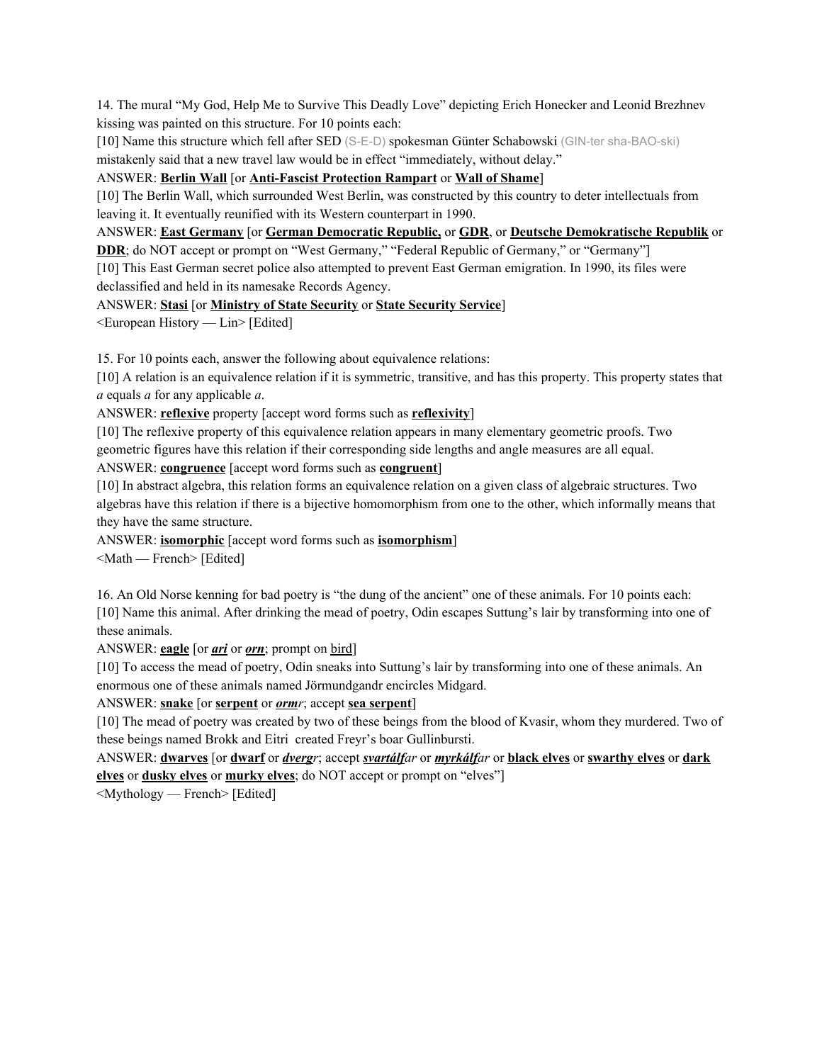14. The mural "My God, Help Me to Survive This Deadly Love" depicting Erich Honecker and Leonid Brezhnev kissing was painted on this structure. For 10 points each:

[10] Name this structure which fell after SED (S-E-D) spokesman Günter Schabowski (GIN-ter sha-BAO-ski) mistakenly said that a new travel law would be in effect "immediately, without delay."

ANSWER: **Berlin Wall** [or **Anti-Fascist Protection Rampart** or **Wall of Shame**]

[10] The Berlin Wall, which surrounded West Berlin, was constructed by this country to deter intellectuals from leaving it. It eventually reunified with its Western counterpart in 1990.

ANSWER: **East Germany** [or **German Democratic Republic,** or **GDR**, or **Deutsche Demokratische Republik** or **DDR**; do NOT accept or prompt on "West Germany," "Federal Republic of Germany," or "Germany"]

[10] This East German secret police also attempted to prevent East German emigration. In 1990, its files were declassified and held in its namesake Records Agency.

ANSWER: **Stasi** [or **Ministry of State Security** or **State Security Service**]

<European History — Lin> [Edited]

15. For 10 points each, answer the following about equivalence relations:

[10] A relation is an equivalence relation if it is symmetric, transitive, and has this property. This property states that *a* equals *a* for any applicable *a*.

ANSWER: **reflexive** property [accept word forms such as **reflexivity**]

[10] The reflexive property of this equivalence relation appears in many elementary geometric proofs. Two geometric figures have this relation if their corresponding side lengths and angle measures are all equal.

ANSWER: **congruence** [accept word forms such as **congruent**]

[10] In abstract algebra, this relation forms an equivalence relation on a given class of algebraic structures. Two algebras have this relation if there is a bijective homomorphism from one to the other, which informally means that they have the same structure.

ANSWER: **isomorphic** [accept word forms such as **isomorphism**]

<Math — French> [Edited]

16. An Old Norse kenning for bad poetry is "the dung of the ancient" one of these animals. For 10 points each:

[10] Name this animal. After drinking the mead of poetry, Odin escapes Suttung's lair by transforming into one of these animals.

ANSWER: **eagle** [or ***ari*** or ***orn***; prompt on bird]

[10] To access the mead of poetry, Odin sneaks into Suttung's lair by transforming into one of these animals. An enormous one of these animals named Jörmundgandr encircles Midgard.

ANSWER: **snake** [or **serpent** or ***orm****r*; accept **sea serpent**]

[10] The mead of poetry was created by two of these beings from the blood of Kvasir, whom they murdered. Two of these beings named Brokk and Eitri created Freyr's boar Gullinbursti.

ANSWER: **dwarves** [or **dwarf** or ***dverg****r*; accept ***svartálf****ar* or ***myrkálf****ar* or **black elves** or **swarthy elves** or **dark elves** or **dusky elves** or **murky elves**; do NOT accept or prompt on "elves"]

<Mythology — French> [Edited]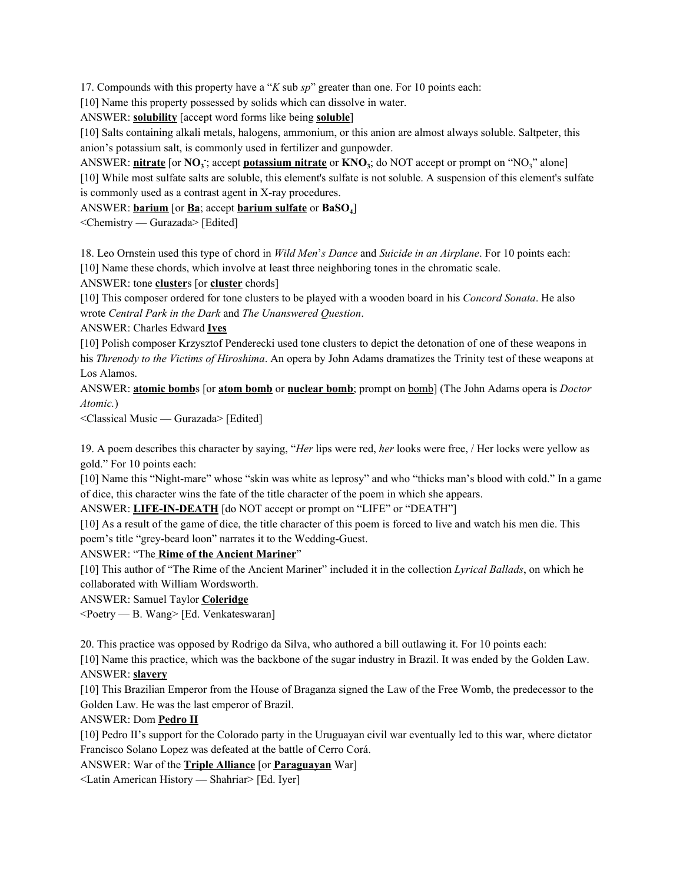17. Compounds with this property have a "*K* sub *sp*" greater than one. For 10 points each:

[10] Name this property possessed by solids which can dissolve in water.

ANSWER: **<u>solubility</u>** [accept word forms like being **<u>soluble</u>**]

[10] Salts containing alkali metals, halogens, ammonium, or this anion are almost always soluble. Saltpeter, this anion's potassium salt, is commonly used in fertilizer and gunpowder.

ANSWER: **<u>nitrate</u>** [or $NO_3^-$; accept **<u>potassium nitrate</u>** or $KNO_3$; do NOT accept or prompt on "$NO_3$" alone]

[10] While most sulfate salts are soluble, this element's sulfate is not soluble. A suspension of this element's sulfate is commonly used as a contrast agent in X-ray procedures.

ANSWER: **<u>barium</u>** [or **<u>Ba</u>**; accept **<u>barium sulfate</u>** or $BaSO_4$]

<Chemistry — Gurazada> [Edited]

18. Leo Ornstein used this type of chord in *Wild Men's Dance* and *Suicide in an Airplane*. For 10 points each:

[10] Name these chords, which involve at least three neighboring tones in the chromatic scale.

ANSWER: tone **<u>cluster</u>**s [or **<u>cluster</u>** chords]

[10] This composer ordered for tone clusters to be played with a wooden board in his *Concord Sonata*. He also wrote *Central Park in the Dark* and *The Unanswered Question*.

ANSWER: Charles Edward **<u>Ives</u>**

[10] Polish composer Krzysztof Penderecki used tone clusters to depict the detonation of one of these weapons in his *Threnody to the Victims of Hiroshima*. An opera by John Adams dramatizes the Trinity test of these weapons at Los Alamos.

ANSWER: **<u>atomic bomb</u>**s [or **<u>atom bomb</u>** or **<u>nuclear bomb</u>**; prompt on <u>bomb</u>] (The John Adams opera is *Doctor Atomic.*)

<Classical Music — Gurazada> [Edited]

19. A poem describes this character by saying, "*Her* lips were red, *her* looks were free, / Her locks were yellow as gold." For 10 points each:

[10] Name this "Night-mare" whose "skin was white as leprosy" and who "thicks man's blood with cold." In a game of dice, this character wins the fate of the title character of the poem in which she appears.

ANSWER: **<u>LIFE-IN-DEATH</u>** [do NOT accept or prompt on "LIFE" or "DEATH"]

[10] As a result of the game of dice, the title character of this poem is forced to live and watch his men die. This poem's title "grey-beard loon" narrates it to the Wedding-Guest.

ANSWER: "The **<u>Rime of the Ancient Mariner</u>**"

[10] This author of "The Rime of the Ancient Mariner" included it in the collection *Lyrical Ballads*, on which he collaborated with William Wordsworth.

ANSWER: Samuel Taylor **<u>Coleridge</u>**

<Poetry — B. Wang> [Ed. Venkateswaran]

20. This practice was opposed by Rodrigo da Silva, who authored a bill outlawing it. For 10 points each:

[10] Name this practice, which was the backbone of the sugar industry in Brazil. It was ended by the Golden Law.

ANSWER: **<u>slavery</u>**

[10] This Brazilian Emperor from the House of Braganza signed the Law of the Free Womb, the predecessor to the Golden Law. He was the last emperor of Brazil.

ANSWER: Dom **<u>Pedro II</u>**

[10] Pedro II's support for the Colorado party in the Uruguayan civil war eventually led to this war, where dictator Francisco Solano Lopez was defeated at the battle of Cerro Corá.

ANSWER: War of the **<u>Triple Alliance</u>** [or **<u>Paraguayan</u>** War]

<Latin American History — Shahriar> [Ed. Iyer]